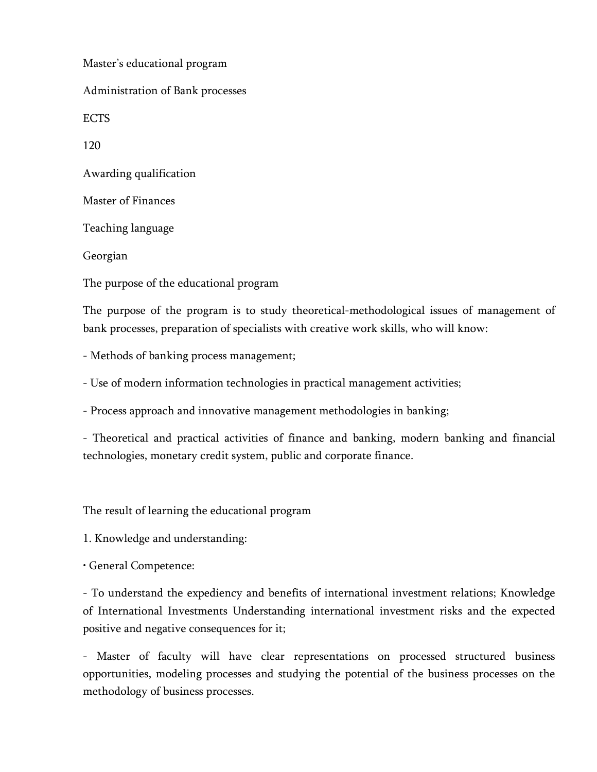Master's educational program

Administration of Bank processes

ECTS

120

Awarding qualification

Master of Finances

Teaching language

Georgian

The purpose of the educational program

The purpose of the program is to study theoretical-methodological issues of management of bank processes, preparation of specialists with creative work skills, who will know:

- Methods of banking process management;

- Use of modern information technologies in practical management activities;

- Process approach and innovative management methodologies in banking;

- Theoretical and practical activities of finance and banking, modern banking and financial technologies, monetary credit system, public and corporate finance.

The result of learning the educational program

1. Knowledge and understanding:

• General Competence:

- To understand the expediency and benefits of international investment relations; Knowledge of International Investments Understanding international investment risks and the expected positive and negative consequences for it;

- Master of faculty will have clear representations on processed structured business opportunities, modeling processes and studying the potential of the business processes on the methodology of business processes.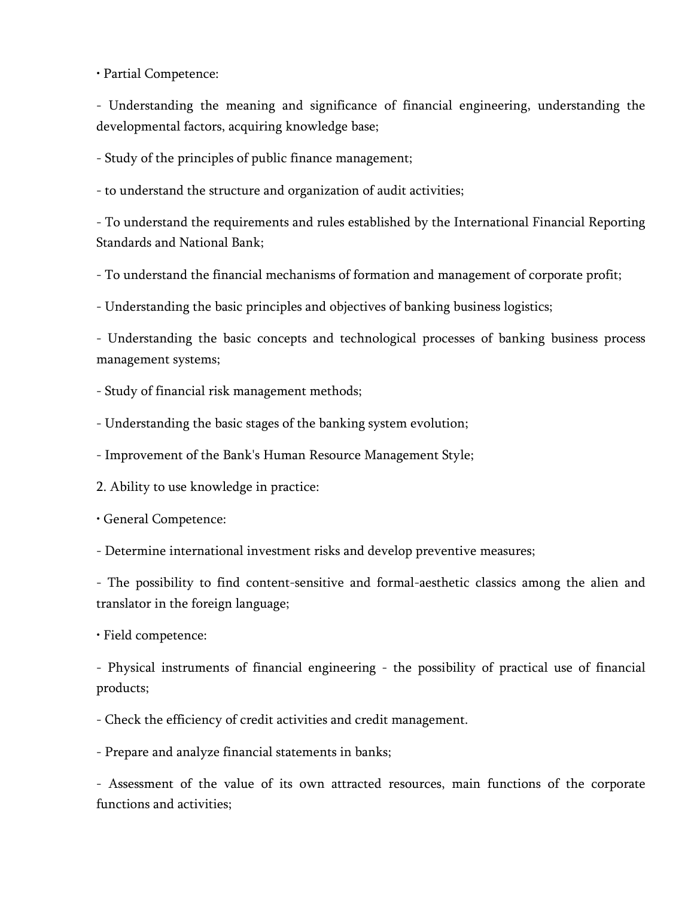• Partial Competence:

- Understanding the meaning and significance of financial engineering, understanding the developmental factors, acquiring knowledge base;

- Study of the principles of public finance management;

- to understand the structure and organization of audit activities;

- To understand the requirements and rules established by the International Financial Reporting Standards and National Bank;

- To understand the financial mechanisms of formation and management of corporate profit;

- Understanding the basic principles and objectives of banking business logistics;

- Understanding the basic concepts and technological processes of banking business process management systems;

- Study of financial risk management methods;

- Understanding the basic stages of the banking system evolution;

- Improvement of the Bank's Human Resource Management Style;

2. Ability to use knowledge in practice:

• General Competence:

- Determine international investment risks and develop preventive measures;

- The possibility to find content-sensitive and formal-aesthetic classics among the alien and translator in the foreign language;

• Field competence:

- Physical instruments of financial engineering - the possibility of practical use of financial products;

- Check the efficiency of credit activities and credit management.

- Prepare and analyze financial statements in banks;

- Assessment of the value of its own attracted resources, main functions of the corporate functions and activities;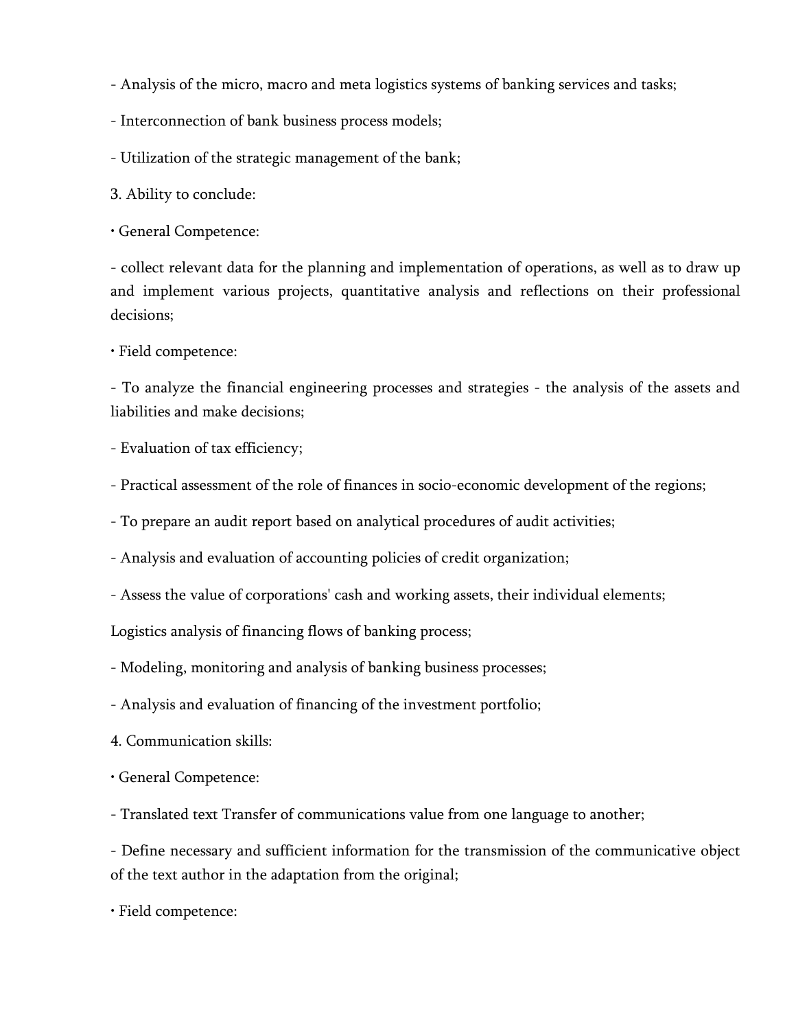- Analysis of the micro, macro and meta logistics systems of banking services and tasks;

- Interconnection of bank business process models;

- Utilization of the strategic management of the bank;

3. Ability to conclude:

• General Competence:

- collect relevant data for the planning and implementation of operations, as well as to draw up and implement various projects, quantitative analysis and reflections on their professional decisions;

• Field competence:

- To analyze the financial engineering processes and strategies - the analysis of the assets and liabilities and make decisions;

- Evaluation of tax efficiency;

- Practical assessment of the role of finances in socio-economic development of the regions;

- To prepare an audit report based on analytical procedures of audit activities;

- Analysis and evaluation of accounting policies of credit organization;

- Assess the value of corporations' cash and working assets, their individual elements;

Logistics analysis of financing flows of banking process;

- Modeling, monitoring and analysis of banking business processes;

- Analysis and evaluation of financing of the investment portfolio;

4. Communication skills:

• General Competence:

- Translated text Transfer of communications value from one language to another;

- Define necessary and sufficient information for the transmission of the communicative object of the text author in the adaptation from the original;

• Field competence: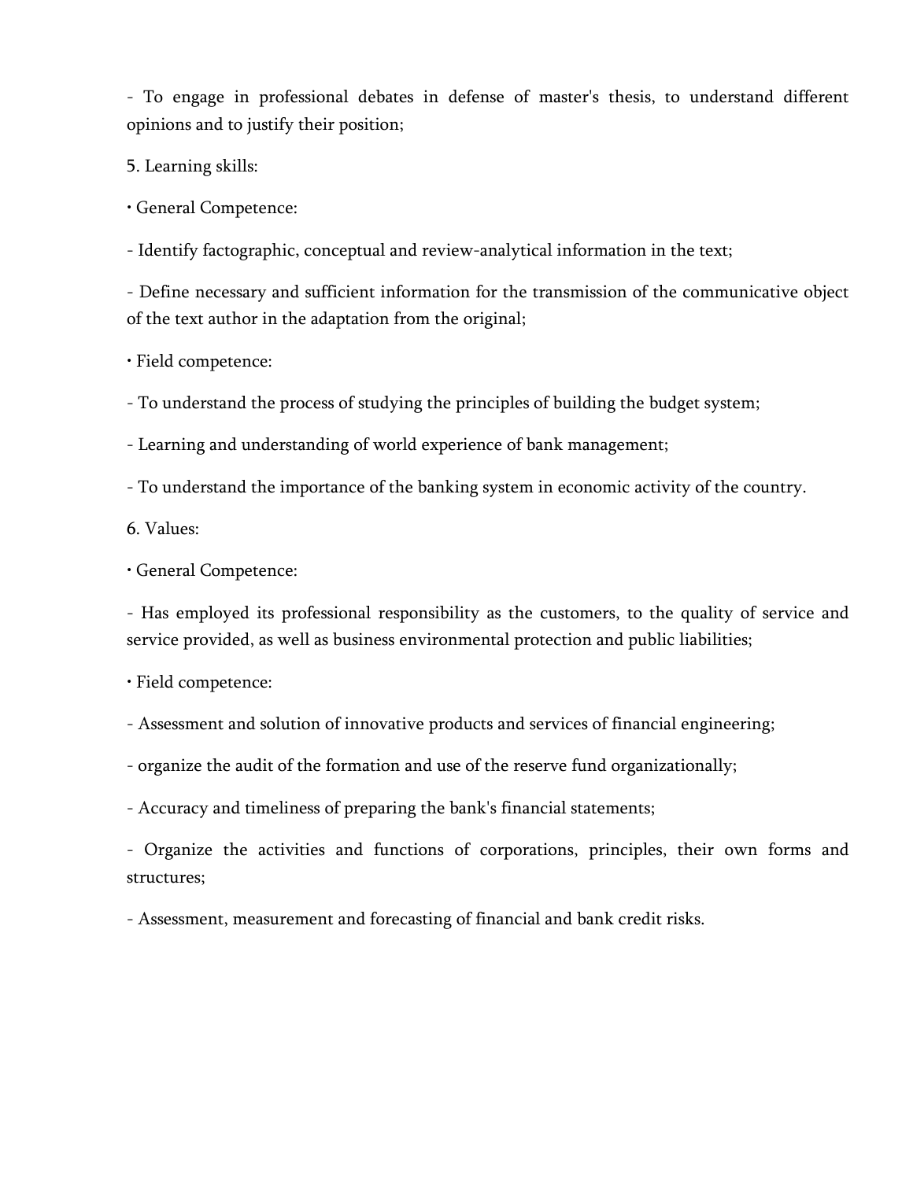- To engage in professional debates in defense of master's thesis, to understand different opinions and to justify their position;

5. Learning skills:

• General Competence:

- Identify factographic, conceptual and review-analytical information in the text;

- Define necessary and sufficient information for the transmission of the communicative object of the text author in the adaptation from the original;

• Field competence:

- To understand the process of studying the principles of building the budget system;

- Learning and understanding of world experience of bank management;

- To understand the importance of the banking system in economic activity of the country.

6. Values:

• General Competence:

- Has employed its professional responsibility as the customers, to the quality of service and service provided, as well as business environmental protection and public liabilities;

• Field competence:

- Assessment and solution of innovative products and services of financial engineering;

- organize the audit of the formation and use of the reserve fund organizationally;

- Accuracy and timeliness of preparing the bank's financial statements;

- Organize the activities and functions of corporations, principles, their own forms and structures;

- Assessment, measurement and forecasting of financial and bank credit risks.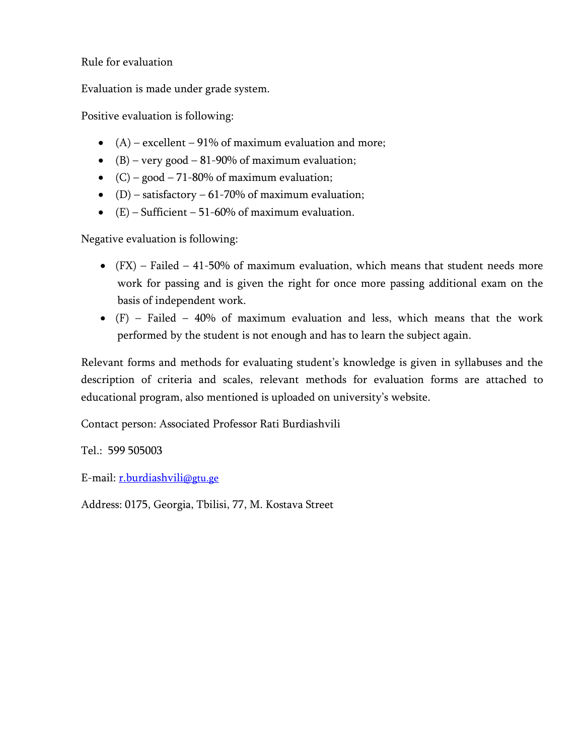Rule for evaluation

Evaluation is made under grade system.

Positive evaluation is following:

- (A) – excellent – 91% of maximum evaluation and more;
- (B) – very good – 81-90% of maximum evaluation;
- (C) – good – 71-80% of maximum evaluation;
- (D) – satisfactory – 61-70% of maximum evaluation;
- (E) – Sufficient – 51-60% of maximum evaluation.

Negative evaluation is following:

- (FX) – Failed – 41-50% of maximum evaluation, which means that student needs more work for passing and is given the right for once more passing additional exam on the basis of independent work.
- (F) – Failed – 40% of maximum evaluation and less, which means that the work performed by the student is not enough and has to learn the subject again.

Relevant forms and methods for evaluating student's knowledge is given in syllabuses and the description of criteria and scales, relevant methods for evaluation forms are attached to educational program, also mentioned is uploaded on university's website.

Contact person: Associated Professor Rati Burdiashvili

Tel.: 599 505003

E-mail: [r.burdiashvili@gtu.ge](mailto:r.burdiashvili@gtu.ge)

Address: 0175, Georgia, Tbilisi, 77, M. Kostava Street